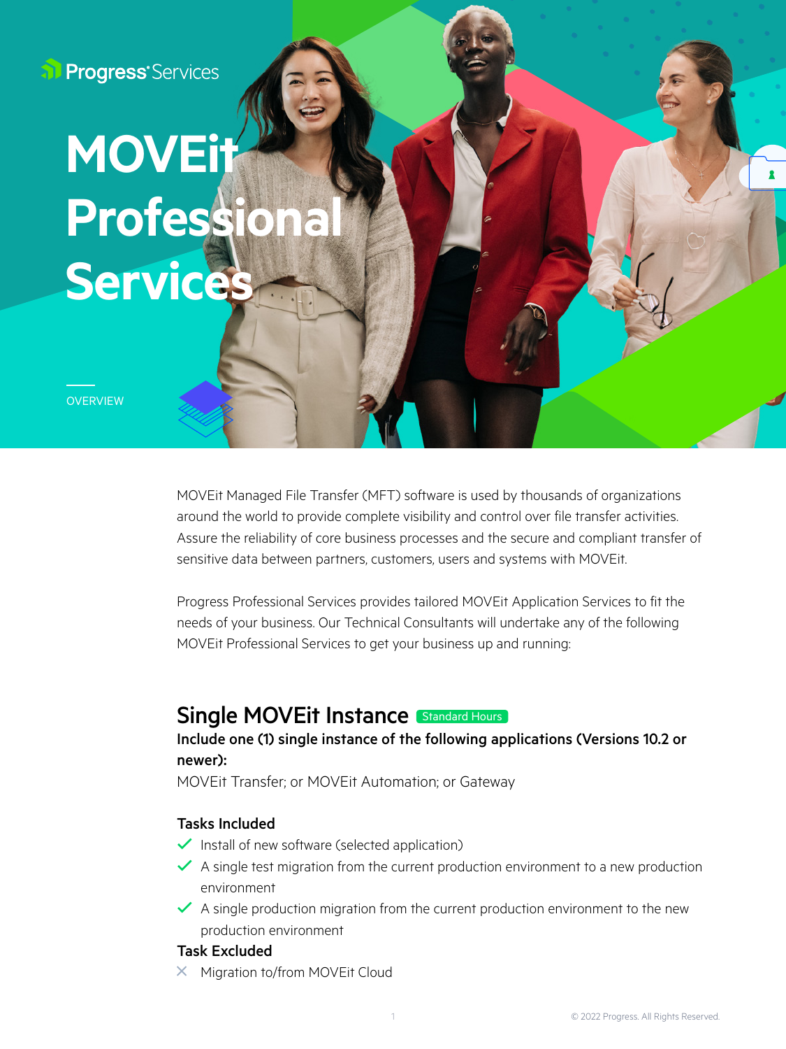Progress Services

# MOVEit Professional Services

OVERVIEW

MOVEit Managed File Transfer (MFT) software is used by thousands of organizations around the world to provide complete visibility and control over file transfer activities. Assure the reliability of core business processes and the secure and compliant transfer of sensitive data between partners, customers, users and systems with MOVEit.

Progress Professional Services provides tailored MOVEit Application Services to fit the needs of your business. Our Technical Consultants will undertake any of the following MOVEit Professional Services to get your business up and running:

## Single MOVEit Instance Standard Hours

**Include one (1) single instance of the following applications (Versions 10.2 or newer):**

MOVEit Transfer; or MOVEit Automation; or Gateway

### Tasks Included

- ✓ Install of new software (selected application)
- ✓ A single test migration from the current production environment to a new production environment
- ✓ A single production migration from the current production environment to the new production environment

### Task Excluded

- ✕ Migration to/from MOVEit Cloud

© 2022 Progress. All Rights Reserved.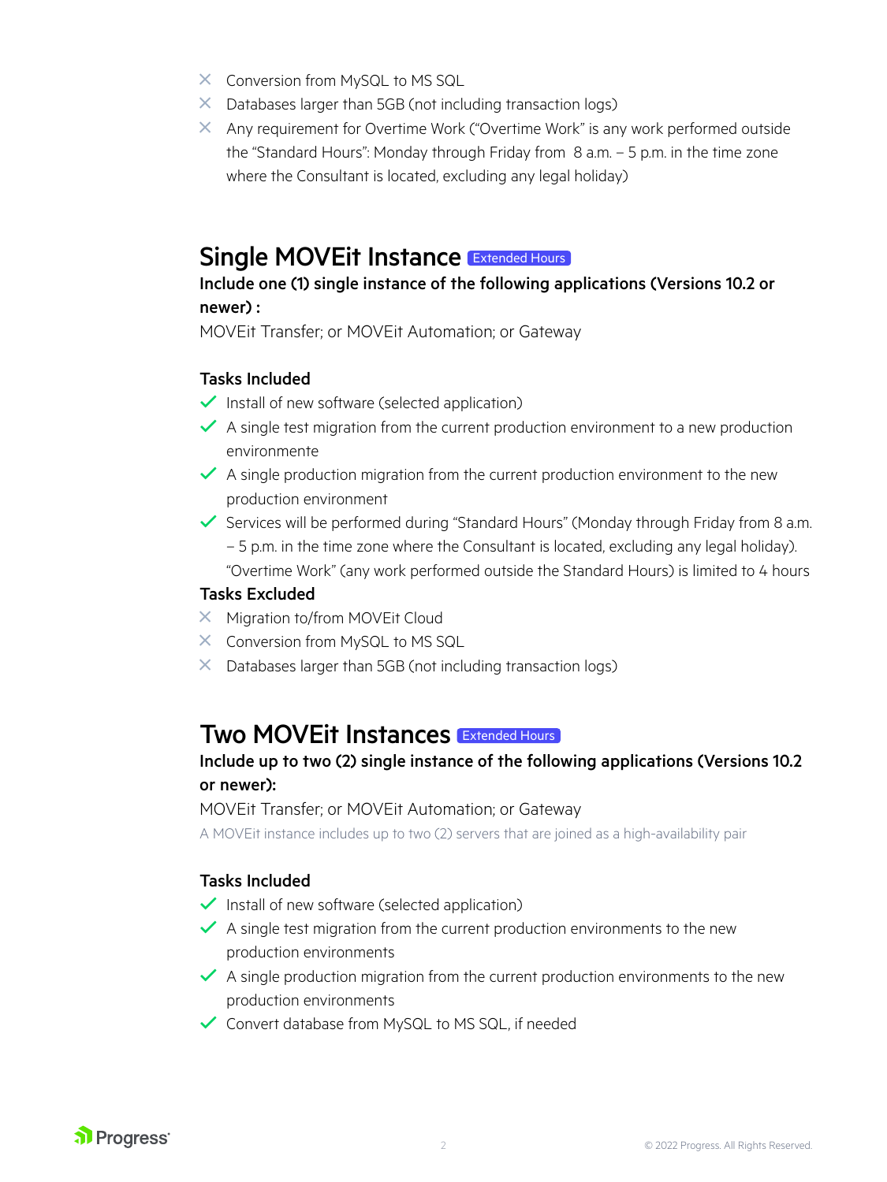- ✕ Conversion from MySQL to MS SQL
- ✕ Databases larger than 5GB (not including transaction logs)
- ✕ Any requirement for Overtime Work ("Overtime Work" is any work performed outside the "Standard Hours": Monday through Friday from 8 a.m. – 5 p.m. in the time zone where the Consultant is located, excluding any legal holiday)

## Single MOVEit Instance `Extended Hours`

**Include one (1) single instance of the following applications (Versions 10.2 or newer) :**

MOVEit Transfer; or MOVEit Automation; or Gateway

### Tasks Included

- ✓ Install of new software (selected application)
- ✓ A single test migration from the current production environment to a new production environmente
- ✓ A single production migration from the current production environment to the new production environment
- ✓ Services will be performed during "Standard Hours" (Monday through Friday from 8 a.m. – 5 p.m. in the time zone where the Consultant is located, excluding any legal holiday). "Overtime Work" (any work performed outside the Standard Hours) is limited to 4 hours

### Tasks Excluded

- ✕ Migration to/from MOVEit Cloud
- ✕ Conversion from MySQL to MS SQL
- ✕ Databases larger than 5GB (not including transaction logs)

## Two MOVEit Instances `Extended Hours`

**Include up to two (2) single instance of the following applications (Versions 10.2 or newer):**

MOVEit Transfer; or MOVEit Automation; or Gateway

A MOVEit instance includes up to two (2) servers that are joined as a high-availability pair

### Tasks Included

- ✓ Install of new software (selected application)
- ✓ A single test migration from the current production environments to the new production environments
- ✓ A single production migration from the current production environments to the new production environments
- ✓ Convert database from MySQL to MS SQL, if needed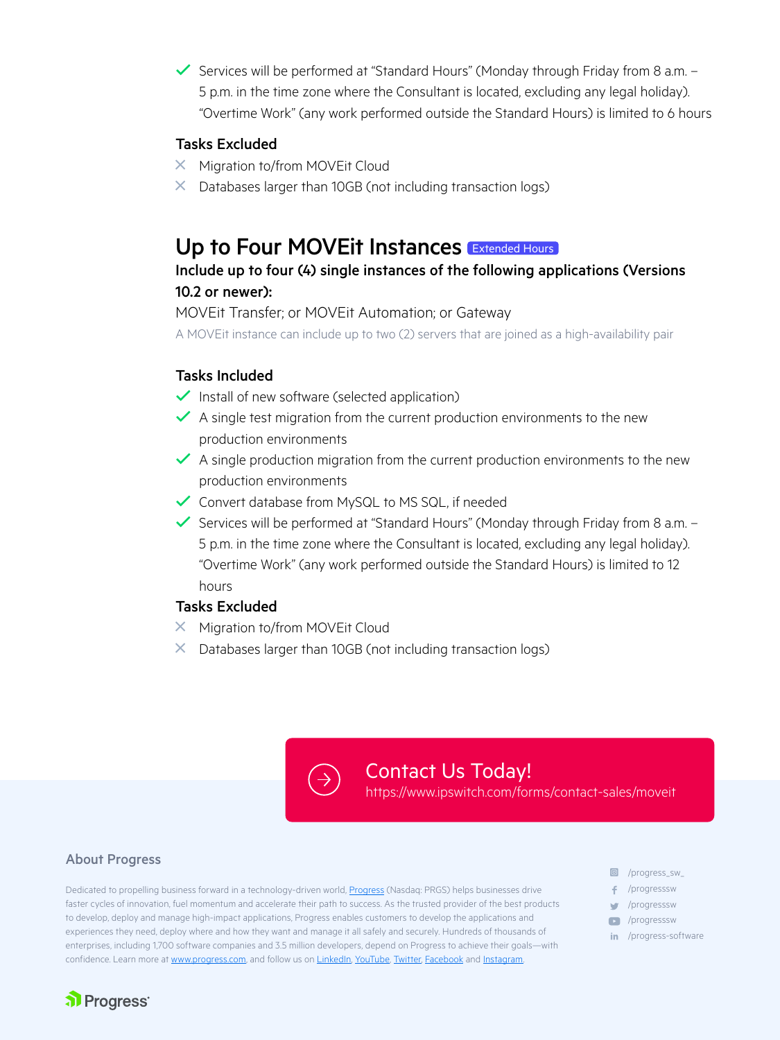- ✓ Services will be performed at “Standard Hours” (Monday through Friday from 8 a.m. – 5 p.m. in the time zone where the Consultant is located, excluding any legal holiday). “Overtime Work” (any work performed outside the Standard Hours) is limited to 6 hours

### Tasks Excluded

- ✗ Migration to/from MOVEit Cloud
- ✗ Databases larger than 10GB (not including transaction logs)

## Up to Four MOVEit Instances Extended Hours

### Include up to four (4) single instances of the following applications (Versions 10.2 or newer):

MOVEit Transfer; or MOVEit Automation; or Gateway

A MOVEit instance can include up to two (2) servers that are joined as a high-availability pair

### Tasks Included

- ✓ Install of new software (selected application)
- ✓ A single test migration from the current production environments to the new production environments
- ✓ A single production migration from the current production environments to the new production environments
- ✓ Convert database from MySQL to MS SQL, if needed
- ✓ Services will be performed at “Standard Hours” (Monday through Friday from 8 a.m. – 5 p.m. in the time zone where the Consultant is located, excluding any legal holiday). “Overtime Work” (any work performed outside the Standard Hours) is limited to 12 hours

### Tasks Excluded

- ✗ Migration to/from MOVEit Cloud
- ✗ Databases larger than 10GB (not including transaction logs)

**Contact Us Today!**
https://www.ipswitch.com/forms/contact-sales/moveit

### About Progress

Dedicated to propelling business forward in a technology-driven world, Progress (Nasdaq: PRGS) helps businesses drive faster cycles of innovation, fuel momentum and accelerate their path to success. As the trusted provider of the best products to develop, deploy and manage high-impact applications, Progress enables customers to develop the applications and experiences they need, deploy where and how they want and manage it all safely and securely. Hundreds of thousands of enterprises, including 1,700 software companies and 3.5 million developers, depend on Progress to achieve their goals—with confidence. Learn more at www.progress.com, and follow us on LinkedIn, YouTube, Twitter, Facebook and Instagram.

/progress_sw_
/progresssw
/progresssw
/progresssw
/progress-software

Progress